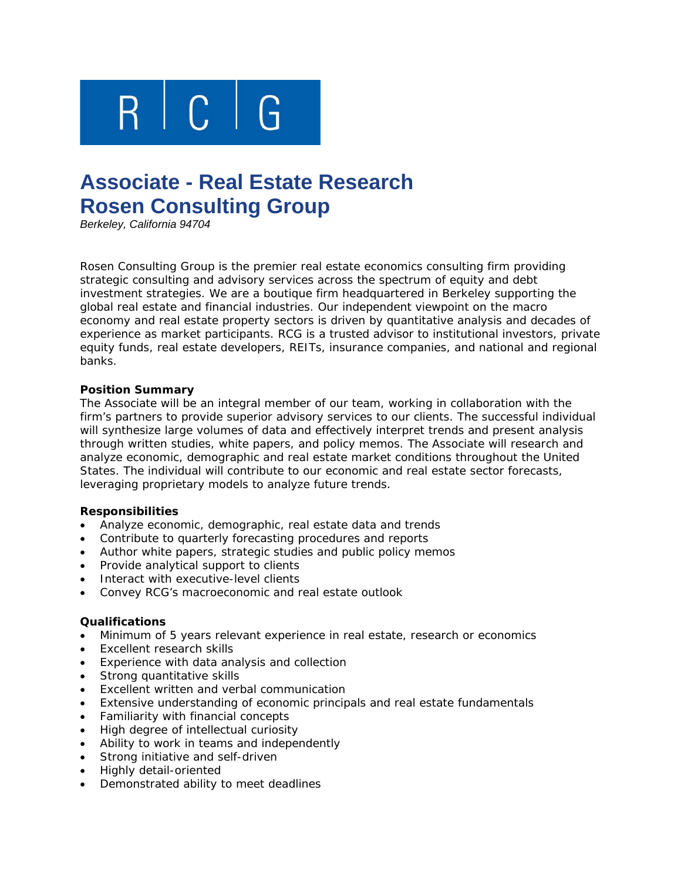R | C | G

# Associate - Real Estate Research
# Rosen Consulting Group

*Berkeley, California 94704*

Rosen Consulting Group is the premier real estate economics consulting firm providing strategic consulting and advisory services across the spectrum of equity and debt investment strategies. We are a boutique firm headquartered in Berkeley supporting the global real estate and financial industries. Our independent viewpoint on the macro economy and real estate property sectors is driven by quantitative analysis and decades of experience as market participants. RCG is a trusted advisor to institutional investors, private equity funds, real estate developers, REITs, insurance companies, and national and regional banks.

**Position Summary**

The Associate will be an integral member of our team, working in collaboration with the firm's partners to provide superior advisory services to our clients. The successful individual will synthesize large volumes of data and effectively interpret trends and present analysis through written studies, white papers, and policy memos. The Associate will research and analyze economic, demographic and real estate market conditions throughout the United States. The individual will contribute to our economic and real estate sector forecasts, leveraging proprietary models to analyze future trends.

**Responsibilities**

- Analyze economic, demographic, real estate data and trends
- Contribute to quarterly forecasting procedures and reports
- Author white papers, strategic studies and public policy memos
- Provide analytical support to clients
- Interact with executive-level clients
- Convey RCG's macroeconomic and real estate outlook

**Qualifications**

- Minimum of 5 years relevant experience in real estate, research or economics
- Excellent research skills
- Experience with data analysis and collection
- Strong quantitative skills
- Excellent written and verbal communication
- Extensive understanding of economic principals and real estate fundamentals
- Familiarity with financial concepts
- High degree of intellectual curiosity
- Ability to work in teams and independently
- Strong initiative and self-driven
- Highly detail-oriented
- Demonstrated ability to meet deadlines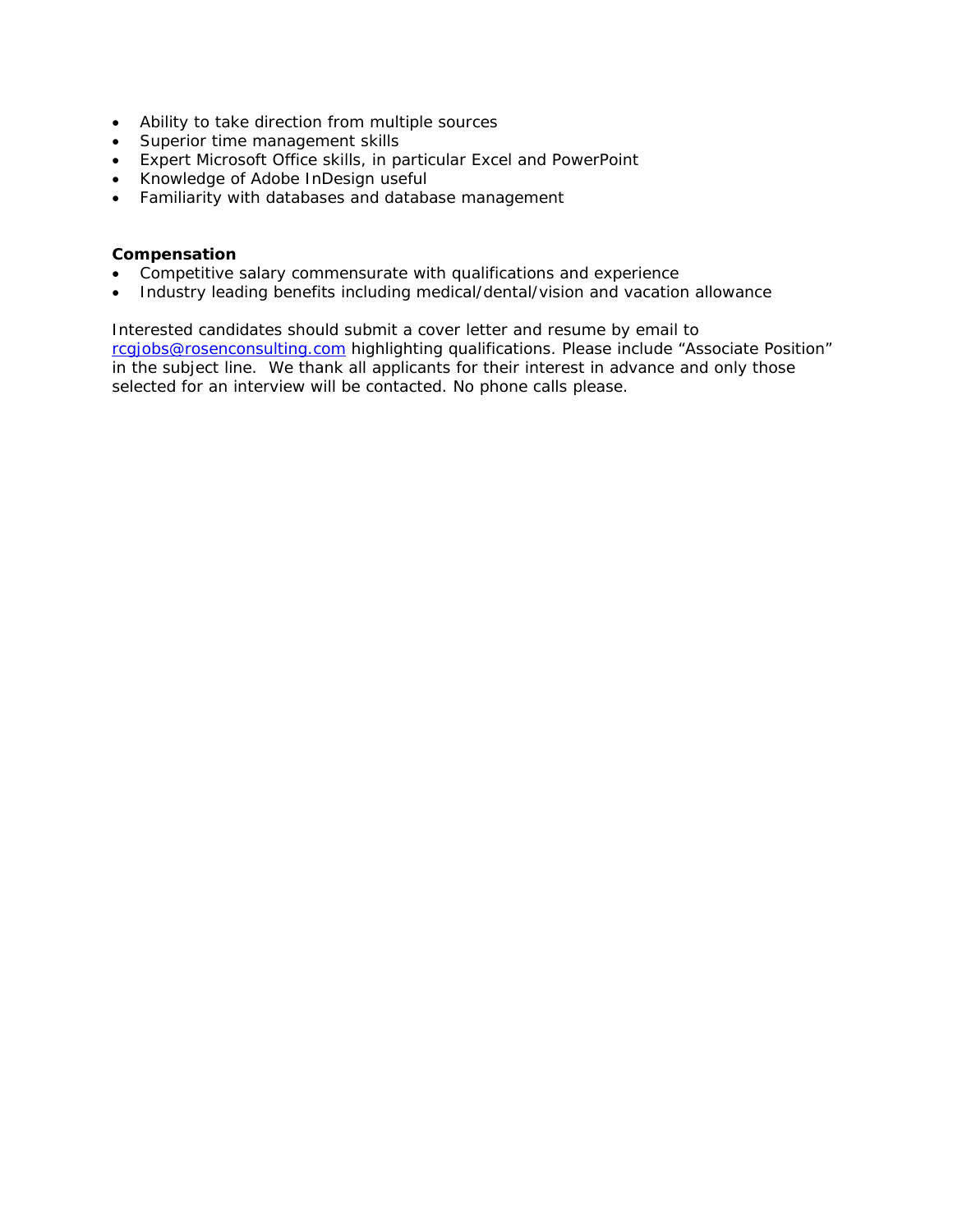- Ability to take direction from multiple sources
- Superior time management skills
- Expert Microsoft Office skills, in particular Excel and PowerPoint
- Knowledge of Adobe InDesign useful
- Familiarity with databases and database management

**Compensation**

- Competitive salary commensurate with qualifications and experience
- Industry leading benefits including medical/dental/vision and vacation allowance

Interested candidates should submit a cover letter and resume by email to rcgjobs@rosenconsulting.com highlighting qualifications. Please include "Associate Position" in the subject line. We thank all applicants for their interest in advance and only those selected for an interview will be contacted. No phone calls please.